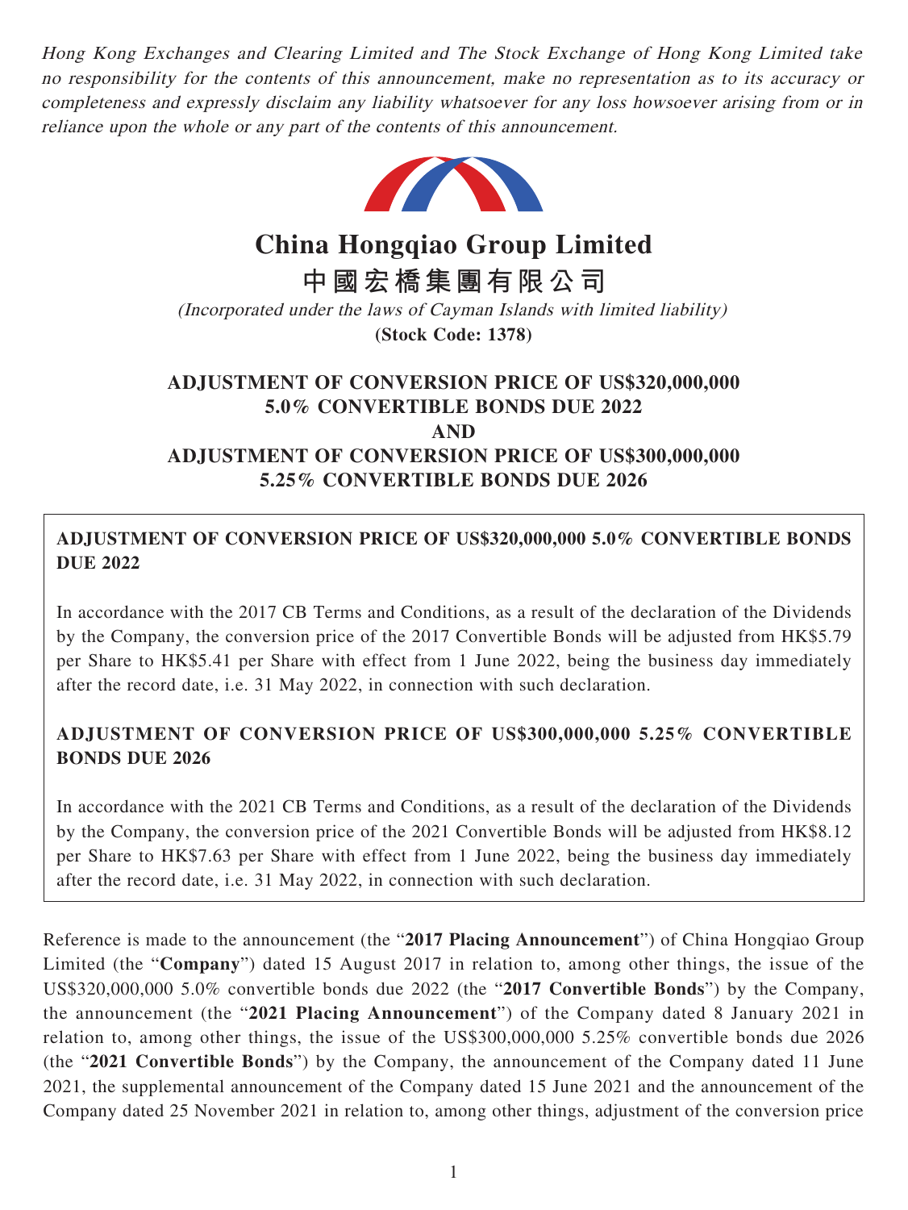*Hong Kong Exchanges and Clearing Limited and The Stock Exchange of Hong Kong Limited take no responsibility for the contents of this announcement, make no representation as to its accuracy or completeness and expressly disclaim any liability whatsoever for any loss howsoever arising from or in reliance upon the whole or any part of the contents of this announcement.*

# China Hongqiao Group Limited
# 中國宏橋集團有限公司

*(Incorporated under the laws of Cayman Islands with limited liability)*

**(Stock Code: 1378)**

## ADJUSTMENT OF CONVERSION PRICE OF US$320,000,000 5.0% CONVERTIBLE BONDS DUE 2022 AND ADJUSTMENT OF CONVERSION PRICE OF US$300,000,000 5.25% CONVERTIBLE BONDS DUE 2026

**ADJUSTMENT OF CONVERSION PRICE OF US$320,000,000 5.0% CONVERTIBLE BONDS DUE 2022**

In accordance with the 2017 CB Terms and Conditions, as a result of the declaration of the Dividends by the Company, the conversion price of the 2017 Convertible Bonds will be adjusted from HK$5.79 per Share to HK$5.41 per Share with effect from 1 June 2022, being the business day immediately after the record date, i.e. 31 May 2022, in connection with such declaration.

**ADJUSTMENT OF CONVERSION PRICE OF US$300,000,000 5.25% CONVERTIBLE BONDS DUE 2026**

In accordance with the 2021 CB Terms and Conditions, as a result of the declaration of the Dividends by the Company, the conversion price of the 2021 Convertible Bonds will be adjusted from HK$8.12 per Share to HK$7.63 per Share with effect from 1 June 2022, being the business day immediately after the record date, i.e. 31 May 2022, in connection with such declaration.

Reference is made to the announcement (the "**2017 Placing Announcement**") of China Hongqiao Group Limited (the "**Company**") dated 15 August 2017 in relation to, among other things, the issue of the US$320,000,000 5.0% convertible bonds due 2022 (the "**2017 Convertible Bonds**") by the Company, the announcement (the "**2021 Placing Announcement**") of the Company dated 8 January 2021 in relation to, among other things, the issue of the US$300,000,000 5.25% convertible bonds due 2026 (the "**2021 Convertible Bonds**") by the Company, the announcement of the Company dated 11 June 2021, the supplemental announcement of the Company dated 15 June 2021 and the announcement of the Company dated 25 November 2021 in relation to, among other things, adjustment of the conversion price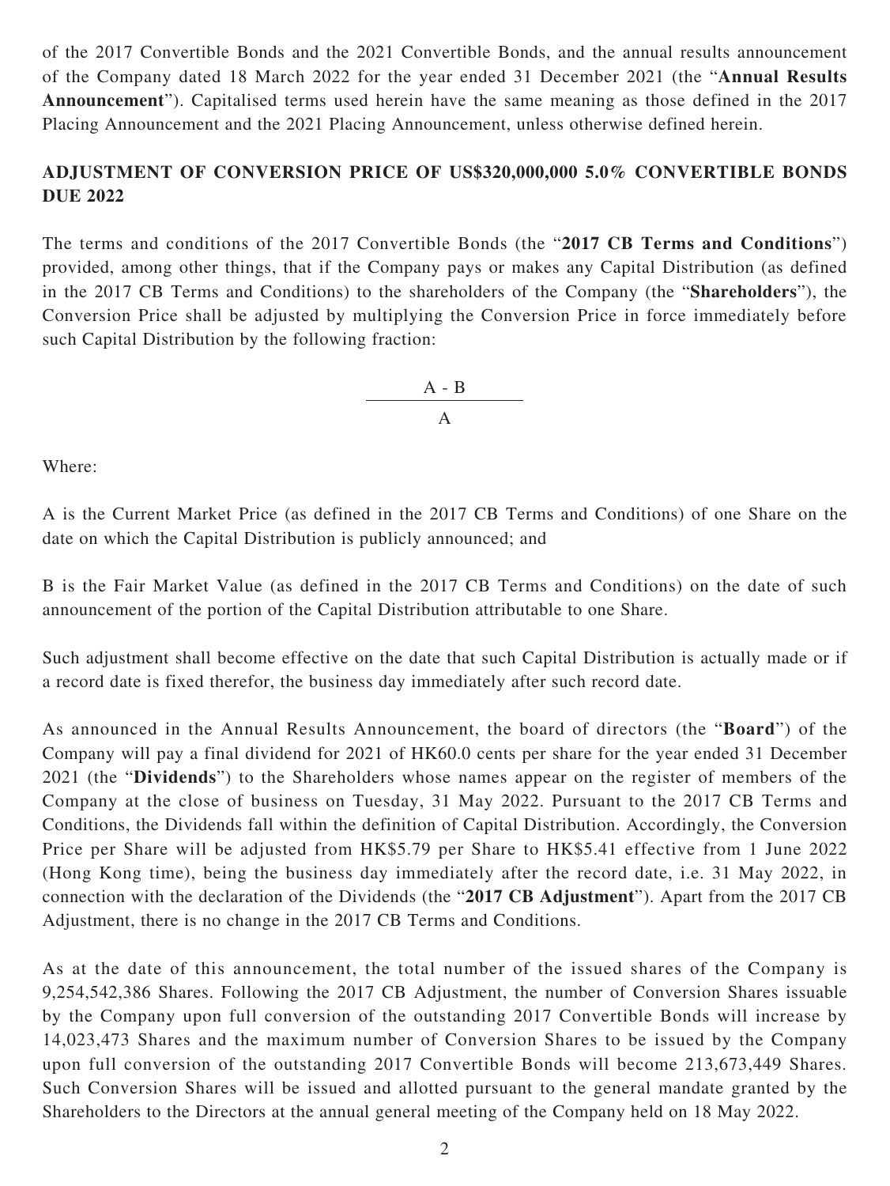of the 2017 Convertible Bonds and the 2021 Convertible Bonds, and the annual results announcement of the Company dated 18 March 2022 for the year ended 31 December 2021 (the "**Annual Results Announcement**"). Capitalised terms used herein have the same meaning as those defined in the 2017 Placing Announcement and the 2021 Placing Announcement, unless otherwise defined herein.

## ADJUSTMENT OF CONVERSION PRICE OF US$320,000,000 5.0% CONVERTIBLE BONDS DUE 2022

The terms and conditions of the 2017 Convertible Bonds (the "**2017 CB Terms and Conditions**") provided, among other things, that if the Company pays or makes any Capital Distribution (as defined in the 2017 CB Terms and Conditions) to the shareholders of the Company (the "**Shareholders**"), the Conversion Price shall be adjusted by multiplying the Conversion Price in force immediately before such Capital Distribution by the following fraction:

$$\frac{A - B}{A}$$

Where:

A is the Current Market Price (as defined in the 2017 CB Terms and Conditions) of one Share on the date on which the Capital Distribution is publicly announced; and

B is the Fair Market Value (as defined in the 2017 CB Terms and Conditions) on the date of such announcement of the portion of the Capital Distribution attributable to one Share.

Such adjustment shall become effective on the date that such Capital Distribution is actually made or if a record date is fixed therefor, the business day immediately after such record date.

As announced in the Annual Results Announcement, the board of directors (the "**Board**") of the Company will pay a final dividend for 2021 of HK60.0 cents per share for the year ended 31 December 2021 (the "**Dividends**") to the Shareholders whose names appear on the register of members of the Company at the close of business on Tuesday, 31 May 2022. Pursuant to the 2017 CB Terms and Conditions, the Dividends fall within the definition of Capital Distribution. Accordingly, the Conversion Price per Share will be adjusted from HK$5.79 per Share to HK$5.41 effective from 1 June 2022 (Hong Kong time), being the business day immediately after the record date, i.e. 31 May 2022, in connection with the declaration of the Dividends (the "**2017 CB Adjustment**"). Apart from the 2017 CB Adjustment, there is no change in the 2017 CB Terms and Conditions.

As at the date of this announcement, the total number of the issued shares of the Company is 9,254,542,386 Shares. Following the 2017 CB Adjustment, the number of Conversion Shares issuable by the Company upon full conversion of the outstanding 2017 Convertible Bonds will increase by 14,023,473 Shares and the maximum number of Conversion Shares to be issued by the Company upon full conversion of the outstanding 2017 Convertible Bonds will become 213,673,449 Shares. Such Conversion Shares will be issued and allotted pursuant to the general mandate granted by the Shareholders to the Directors at the annual general meeting of the Company held on 18 May 2022.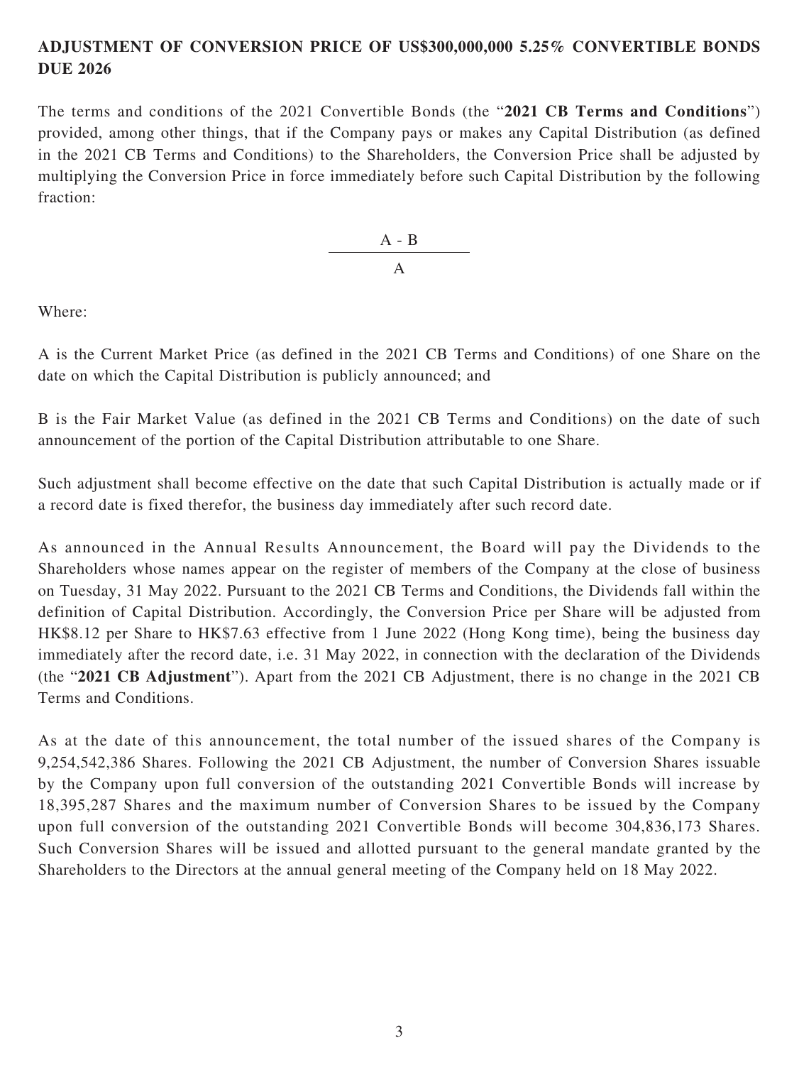**ADJUSTMENT OF CONVERSION PRICE OF US$300,000,000 5.25% CONVERTIBLE BONDS DUE 2026**

The terms and conditions of the 2021 Convertible Bonds (the "**2021 CB Terms and Conditions**") provided, among other things, that if the Company pays or makes any Capital Distribution (as defined in the 2021 CB Terms and Conditions) to the Shareholders, the Conversion Price shall be adjusted by multiplying the Conversion Price in force immediately before such Capital Distribution by the following fraction:

$$\frac{A - B}{A}$$

Where:

A is the Current Market Price (as defined in the 2021 CB Terms and Conditions) of one Share on the date on which the Capital Distribution is publicly announced; and

B is the Fair Market Value (as defined in the 2021 CB Terms and Conditions) on the date of such announcement of the portion of the Capital Distribution attributable to one Share.

Such adjustment shall become effective on the date that such Capital Distribution is actually made or if a record date is fixed therefor, the business day immediately after such record date.

As announced in the Annual Results Announcement, the Board will pay the Dividends to the Shareholders whose names appear on the register of members of the Company at the close of business on Tuesday, 31 May 2022. Pursuant to the 2021 CB Terms and Conditions, the Dividends fall within the definition of Capital Distribution. Accordingly, the Conversion Price per Share will be adjusted from HK$8.12 per Share to HK$7.63 effective from 1 June 2022 (Hong Kong time), being the business day immediately after the record date, i.e. 31 May 2022, in connection with the declaration of the Dividends (the "**2021 CB Adjustment**"). Apart from the 2021 CB Adjustment, there is no change in the 2021 CB Terms and Conditions.

As at the date of this announcement, the total number of the issued shares of the Company is 9,254,542,386 Shares. Following the 2021 CB Adjustment, the number of Conversion Shares issuable by the Company upon full conversion of the outstanding 2021 Convertible Bonds will increase by 18,395,287 Shares and the maximum number of Conversion Shares to be issued by the Company upon full conversion of the outstanding 2021 Convertible Bonds will become 304,836,173 Shares. Such Conversion Shares will be issued and allotted pursuant to the general mandate granted by the Shareholders to the Directors at the annual general meeting of the Company held on 18 May 2022.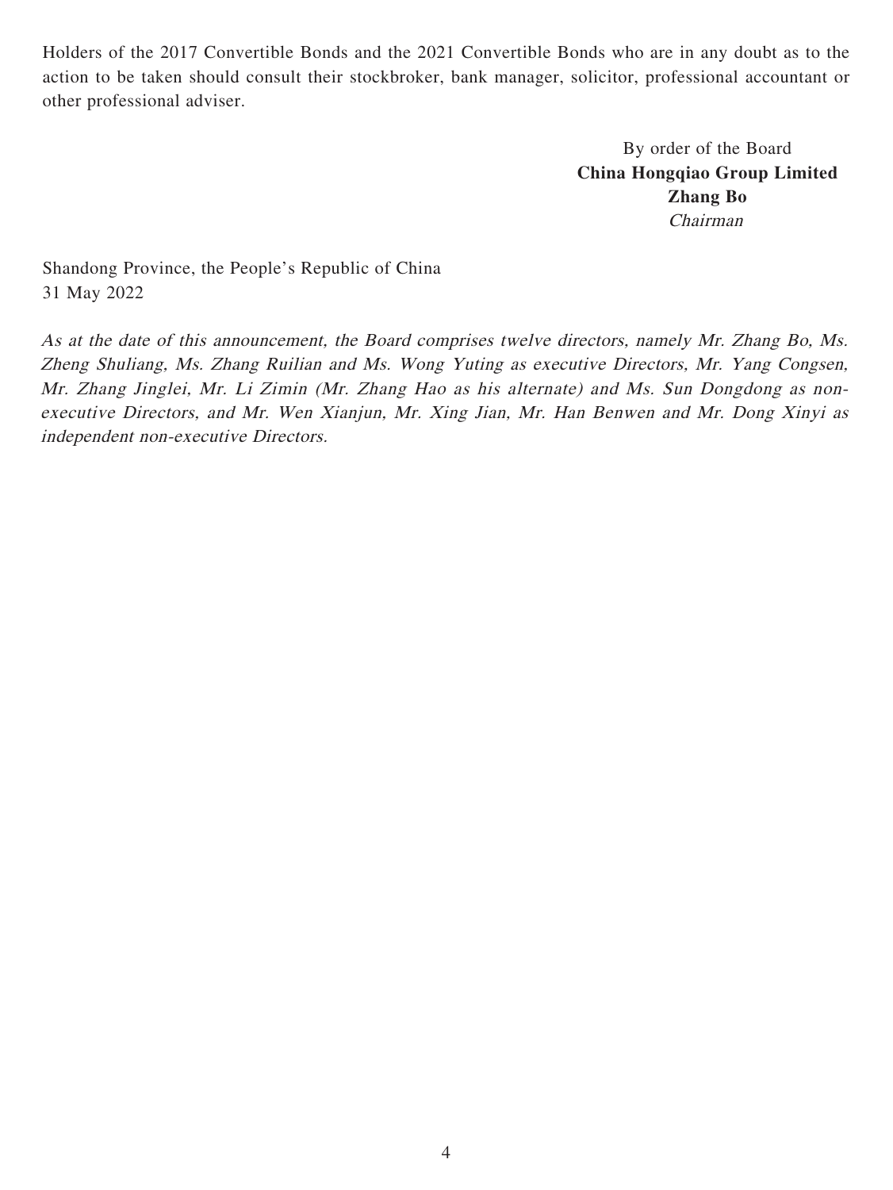Holders of the 2017 Convertible Bonds and the 2021 Convertible Bonds who are in any doubt as to the action to be taken should consult their stockbroker, bank manager, solicitor, professional accountant or other professional adviser.

By order of the Board
**China Hongqiao Group Limited**
**Zhang Bo**
*Chairman*

Shandong Province, the People's Republic of China
31 May 2022

*As at the date of this announcement, the Board comprises twelve directors, namely Mr. Zhang Bo, Ms. Zheng Shuliang, Ms. Zhang Ruilian and Ms. Wong Yuting as executive Directors, Mr. Yang Congsen, Mr. Zhang Jinglei, Mr. Li Zimin (Mr. Zhang Hao as his alternate) and Ms. Sun Dongdong as non-executive Directors, and Mr. Wen Xianjun, Mr. Xing Jian, Mr. Han Benwen and Mr. Dong Xinyi as independent non-executive Directors.*